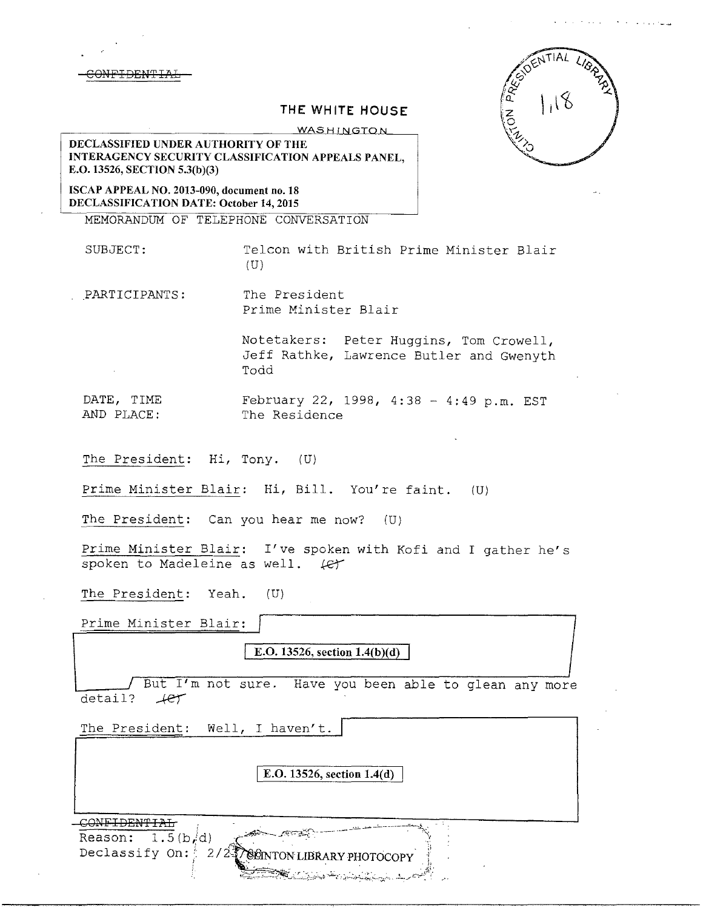~~CONFIDENTIAL~~

THE WHITE HOUSE

WASHINGTON

**DECLASSIFIED UNDER AUTHORITY OF THE INTERAGENCY SECURITY CLASSIFICATION APPEALS PANEL, E.O. 13526, SECTION 5.3(b)(3)**

**ISCAP APPEAL NO. 2013-090, document no. 18**
**DECLASSIFICATION DATE: October 14, 2015**

CLINTON PRESIDENTIAL LIBRARY 1,18

MEMORANDUM OF TELEPHONE CONVERSATION

SUBJECT: Telcon with British Prime Minister Blair (U)

PARTICIPANTS: The President
Prime Minister Blair

Notetakers: Peter Huggins, Tom Crowell, Jeff Rathke, Lawrence Butler and Gwenyth Todd

DATE, TIME AND PLACE: February 22, 1998, 4:38 - 4:49 p.m. EST
The Residence

The President: Hi, Tony. (U)

Prime Minister Blair: Hi, Bill. You're faint. (U)

The President: Can you hear me now? (U)

Prime Minister Blair: I've spoken with Kofi and I gather he's spoken to Madeleine as well. ~~(C)~~

The President: Yeah. (U)

Prime Minister Blair: [E.O. 13526, section 1.4(b)(d)] But I'm not sure. Have you been able to glean any more detail? ~~(C)~~

The President: Well, I haven't. [E.O. 13526, section 1.4(d)]

~~CONFIDENTIAL~~
Reason: 1.5(b,d)
Declassify On: 2/2?/08

CLINTON LIBRARY PHOTOCOPY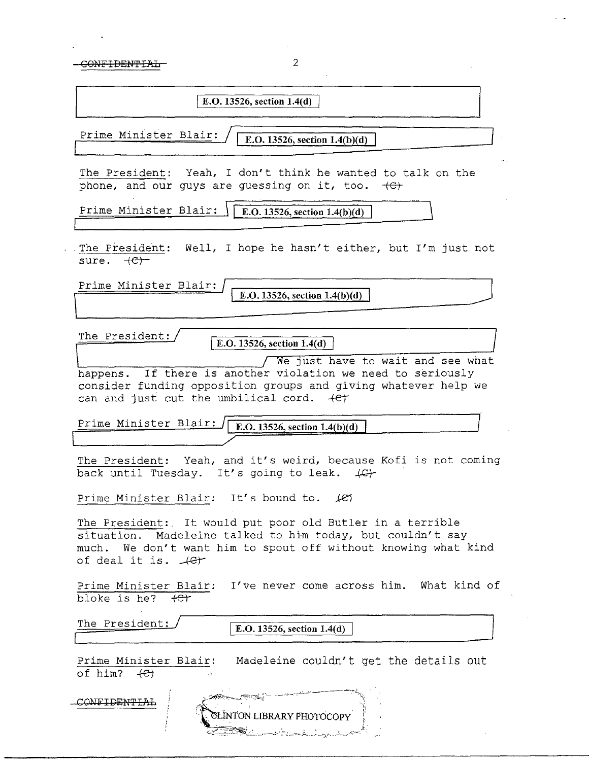CONFIDENTIAL

E.O. 13526, section 1.4(d)

Prime Minister Blair: E.O. 13526, section 1.4(b)(d)

The President: Yeah, I don't think he wanted to talk on the phone, and our guys are guessing on it, too. (C)

Prime Minister Blair: E.O. 13526, section 1.4(b)(d)

The President: Well, I hope he hasn't either, but I'm just not sure. (C)

Prime Minister Blair: E.O. 13526, section 1.4(b)(d)

The President: E.O. 13526, section 1.4(d) We just have to wait and see what happens. If there is another violation we need to seriously consider funding opposition groups and giving whatever help we can and just cut the umbilical cord. (C)

Prime Minister Blair: E.O. 13526, section 1.4(b)(d)

The President: Yeah, and it's weird, because Kofi is not coming back until Tuesday. It's going to leak. (C)

Prime Minister Blair: It's bound to. (C)

The President: It would put poor old Butler in a terrible situation. Madeleine talked to him today, but couldn't say much. We don't want him to spout off without knowing what kind of deal it is. (C)

Prime Minister Blair: I've never come across him. What kind of bloke is he? (C)

The President: E.O. 13526, section 1.4(d)

Prime Minister Blair: Madeleine couldn't get the details out of him? (C)

CONFIDENTIAL

CLINTON LIBRARY PHOTOCOPY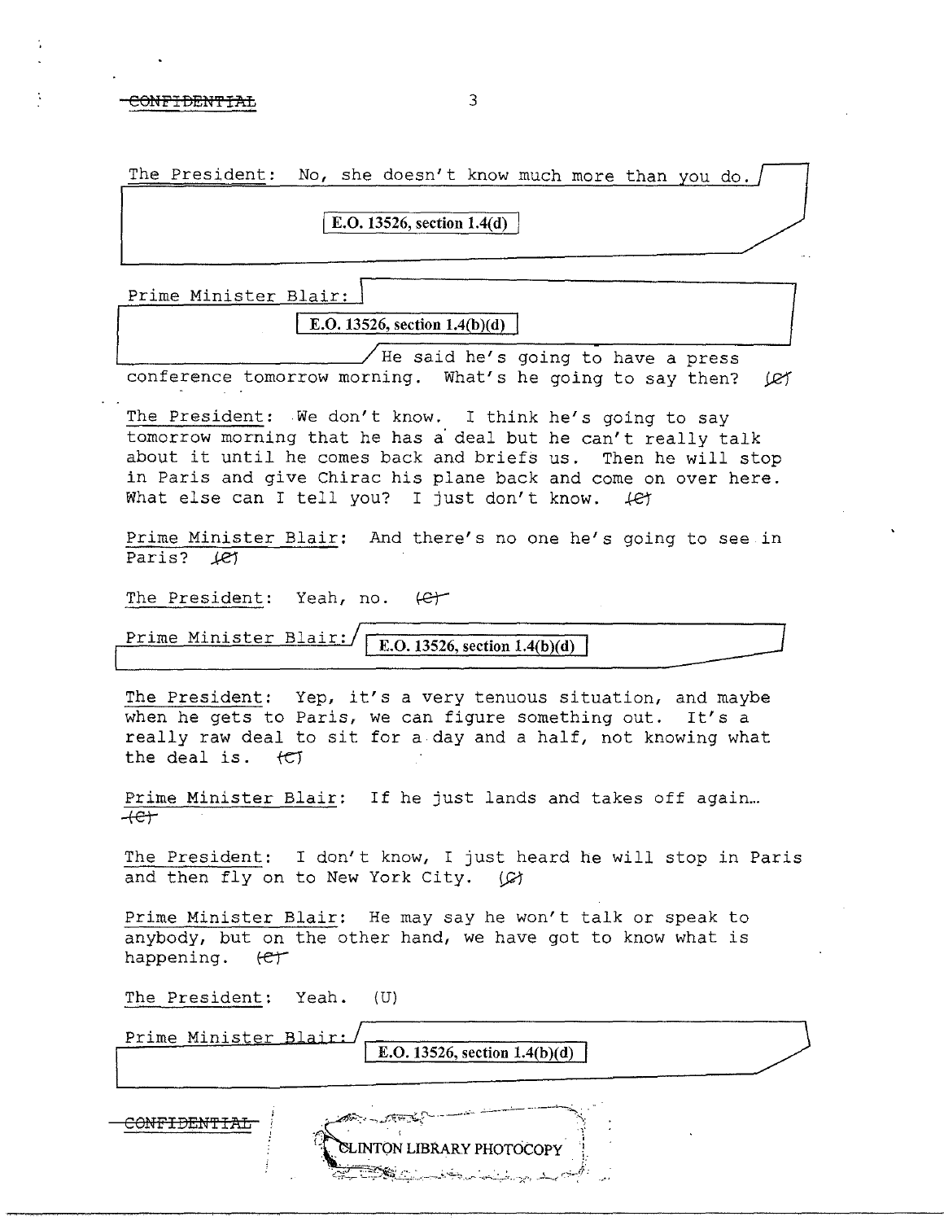The President: No, she doesn't know much more than you do.

E.O. 13526, section 1.4(d)

Prime Minister Blair:

E.O. 13526, section 1.4(b)(d)

He said he's going to have a press conference tomorrow morning. What's he going to say then? (C)

The President: We don't know. I think he's going to say tomorrow morning that he has a deal but he can't really talk about it until he comes back and briefs us. Then he will stop in Paris and give Chirac his plane back and come on over here. What else can I tell you? I just don't know. (C)

Prime Minister Blair: And there's no one he's going to see in Paris? (C)

The President: Yeah, no. (C)

Prime Minister Blair: E.O. 13526, section 1.4(b)(d)

The President: Yep, it's a very tenuous situation, and maybe when he gets to Paris, we can figure something out. It's a really raw deal to sit for a day and a half, not knowing what the deal is. (C)

Prime Minister Blair: If he just lands and takes off again... (C)

The President: I don't know, I just heard he will stop in Paris and then fly on to New York City. (C)

Prime Minister Blair: He may say he won't talk or speak to anybody, but on the other hand, we have got to know what is happening. (C)

The President: Yeah. (U)

Prime Minister Blair: E.O. 13526, section 1.4(b)(d)

CONFIDENTIAL

CLINTON LIBRARY PHOTOCOPY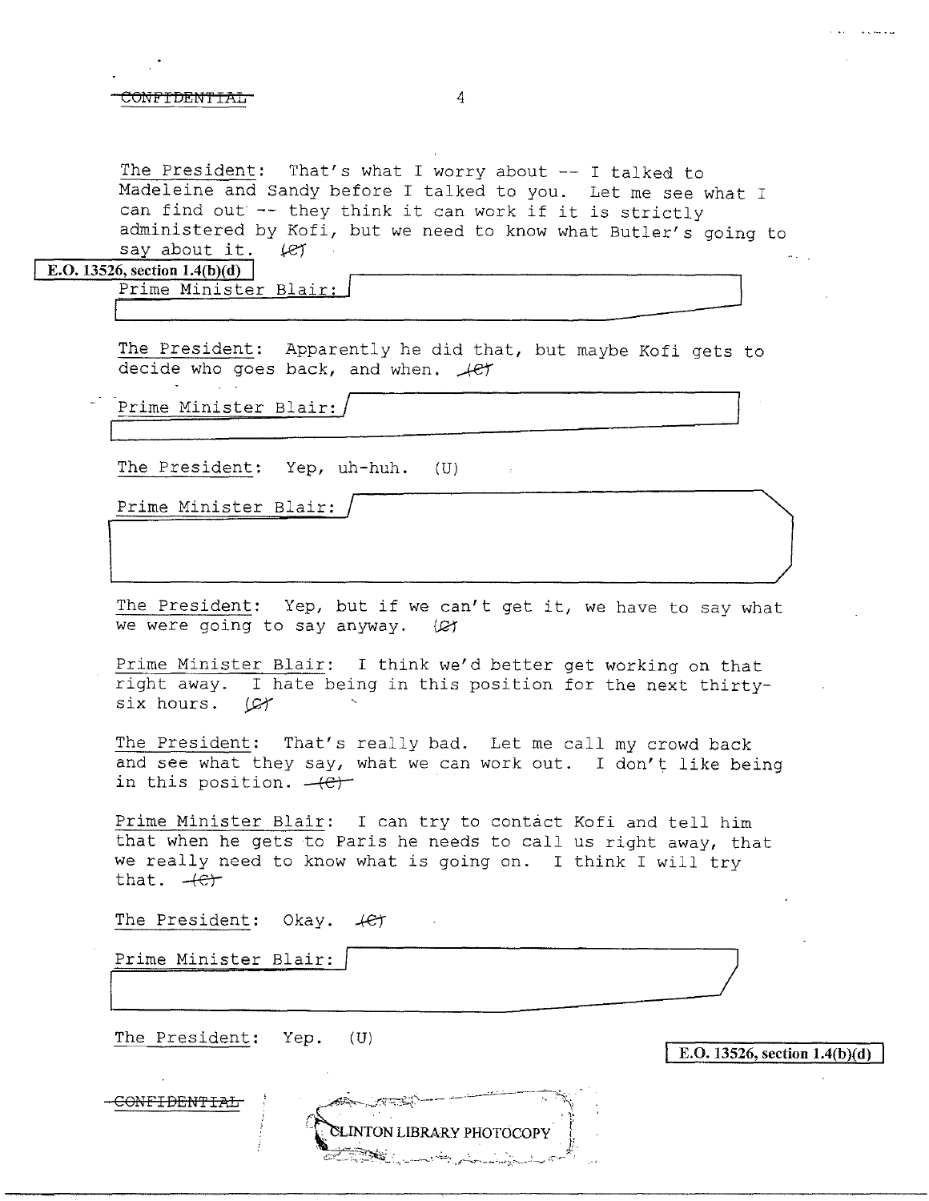CONFIDENTIAL

The President: That's what I worry about -- I talked to Madeleine and Sandy before I talked to you. Let me see what I can find out -- they think it can work if it is strictly administered by Kofi, but we need to know what Butler's going to say about it. (C)

E.O. 13526, section 1.4(b)(d)

Prime Minister Blair: [redacted]

The President: Apparently he did that, but maybe Kofi gets to decide who goes back, and when. (C)

Prime Minister Blair: [redacted]

The President: Yep, uh-huh. (U)

Prime Minister Blair: [redacted]

The President: Yep, but if we can't get it, we have to say what we were going to say anyway. (C)

Prime Minister Blair: I think we'd better get working on that right away. I hate being in this position for the next thirty-six hours. (C)

The President: That's really bad. Let me call my crowd back and see what they say, what we can work out. I don't like being in this position. (C)

Prime Minister Blair: I can try to contact Kofi and tell him that when he gets to Paris he needs to call us right away, that we really need to know what is going on. I think I will try that. (C)

The President: Okay. (C)

Prime Minister Blair: [redacted]

The President: Yep. (U)

E.O. 13526, section 1.4(b)(d)

CONFIDENTIAL

CLINTON LIBRARY PHOTOCOPY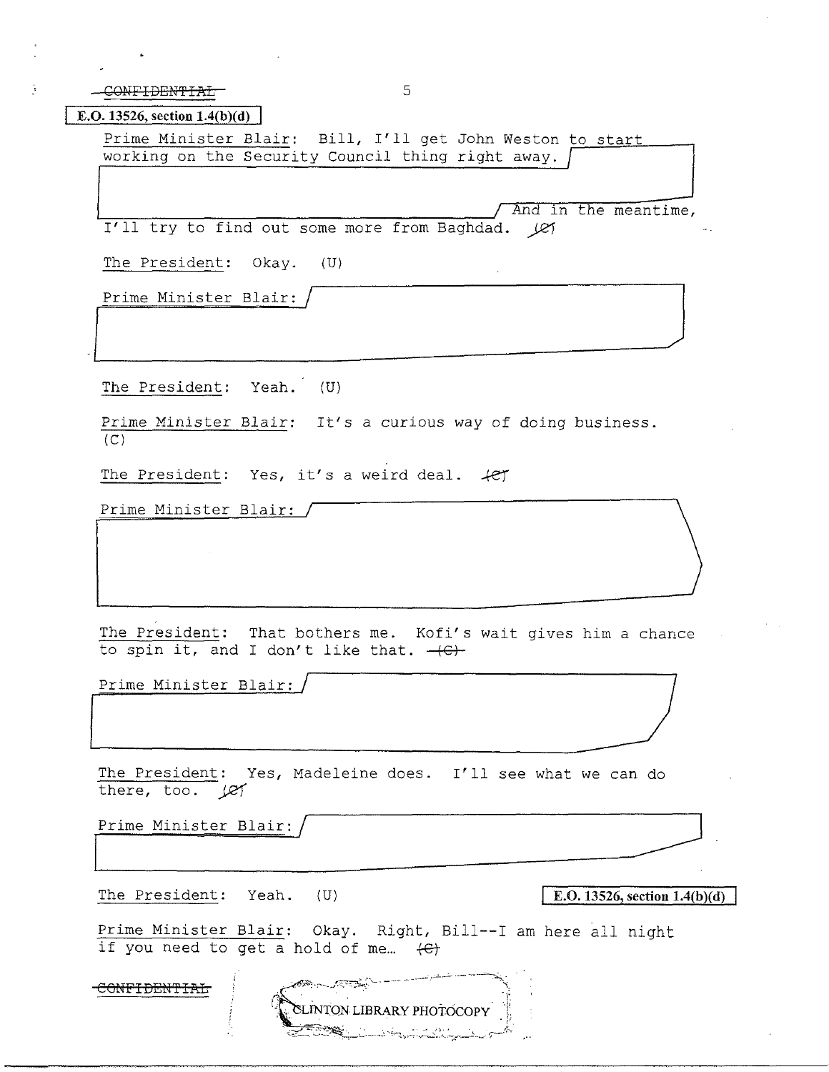CONFIDENTIAL

E.O. 13526, section 1.4(b)(d)

Prime Minister Blair: Bill, I'll get John Weston to start working on the Security Council thing right away. [redacted] And in the meantime, I'll try to find out some more from Baghdad. (C)

The President: Okay. (U)

Prime Minister Blair: [redacted]

The President: Yeah. (U)

Prime Minister Blair: It's a curious way of doing business. (C)

The President: Yes, it's a weird deal. (C)

Prime Minister Blair: [redacted]

The President: That bothers me. Kofi's wait gives him a chance to spin it, and I don't like that. (C)

Prime Minister Blair: [redacted]

The President: Yes, Madeleine does. I'll see what we can do there, too. (C)

Prime Minister Blair: [redacted]

The President: Yeah. (U)

E.O. 13526, section 1.4(b)(d)

Prime Minister Blair: Okay. Right, Bill--I am here all night if you need to get a hold of me… (C)

CONFIDENTIAL

CLINTON LIBRARY PHOTOCOPY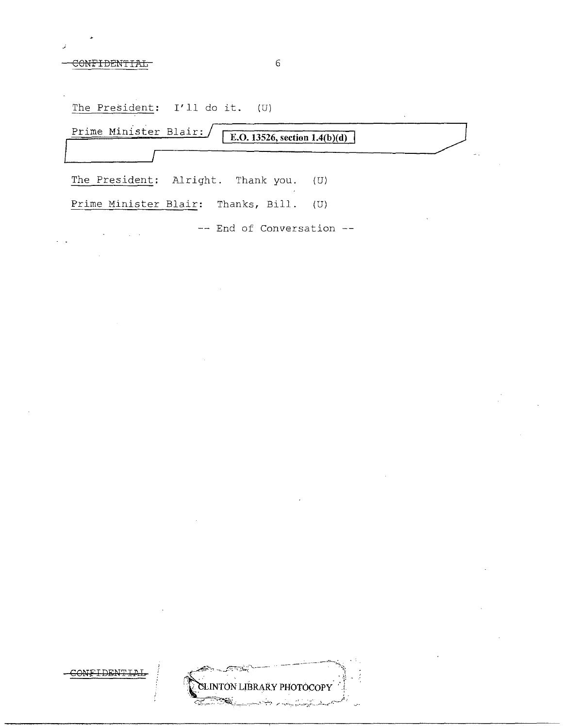The President: I'll do it. (U)

Prime Minister Blair: E.O. 13526, section 1.4(b)(d)

The President: Alright. Thank you. (U)

Prime Minister Blair: Thanks, Bill. (U)

-- End of Conversation --

CONFIDENTIAL

CLINTON LIBRARY PHOTOCOPY